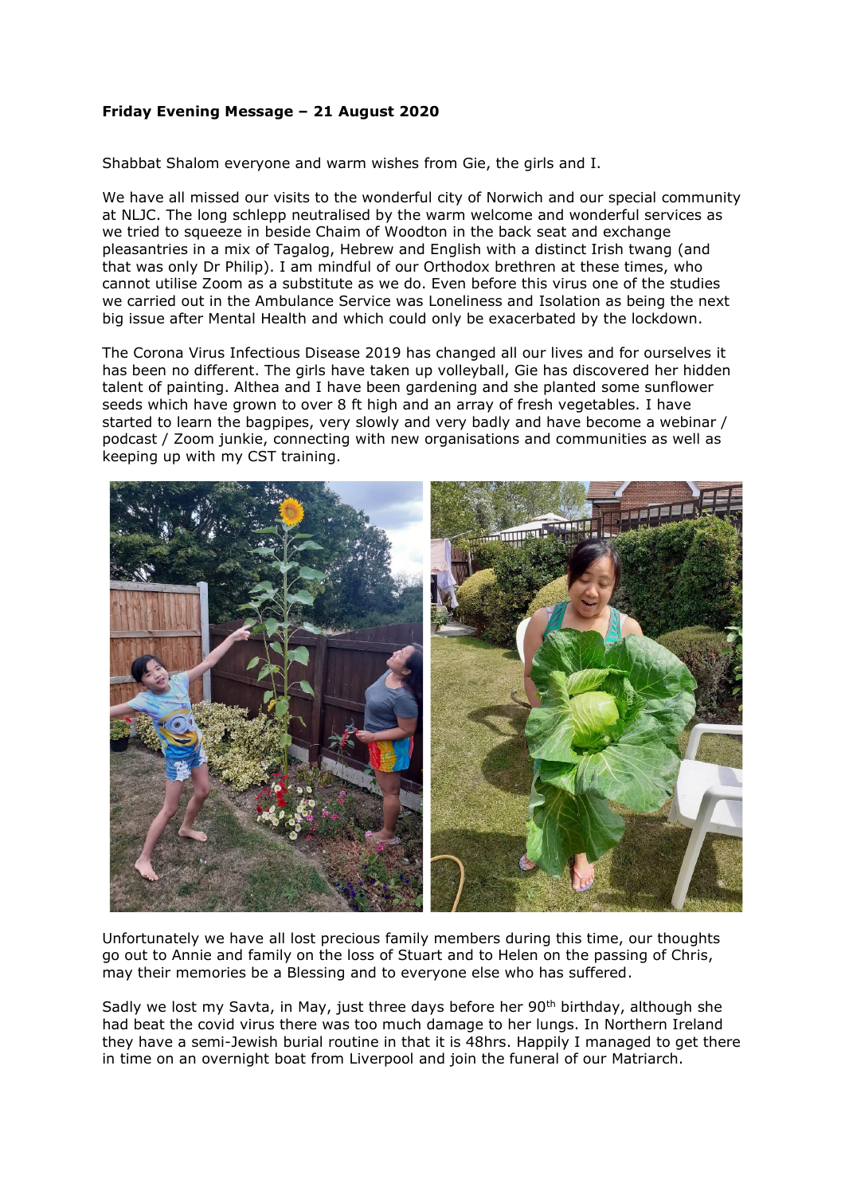**Friday Evening Message – 21 August 2020**

Shabbat Shalom everyone and warm wishes from Gie, the girls and I.

We have all missed our visits to the wonderful city of Norwich and our special community at NLJC. The long schlepp neutralised by the warm welcome and wonderful services as we tried to squeeze in beside Chaim of Woodton in the back seat and exchange pleasantries in a mix of Tagalog, Hebrew and English with a distinct Irish twang (and that was only Dr Philip). I am mindful of our Orthodox brethren at these times, who cannot utilise Zoom as a substitute as we do. Even before this virus one of the studies we carried out in the Ambulance Service was Loneliness and Isolation as being the next big issue after Mental Health and which could only be exacerbated by the lockdown.

The Corona Virus Infectious Disease 2019 has changed all our lives and for ourselves it has been no different. The girls have taken up volleyball, Gie has discovered her hidden talent of painting. Althea and I have been gardening and she planted some sunflower seeds which have grown to over 8 ft high and an array of fresh vegetables. I have started to learn the bagpipes, very slowly and very badly and have become a webinar / podcast / Zoom junkie, connecting with new organisations and communities as well as keeping up with my CST training.

Unfortunately we have all lost precious family members during this time, our thoughts go out to Annie and family on the loss of Stuart and to Helen on the passing of Chris, may their memories be a Blessing and to everyone else who has suffered.

Sadly we lost my Savta, in May, just three days before her 90th birthday, although she had beat the covid virus there was too much damage to her lungs. In Northern Ireland they have a semi-Jewish burial routine in that it is 48hrs. Happily I managed to get there in time on an overnight boat from Liverpool and join the funeral of our Matriarch.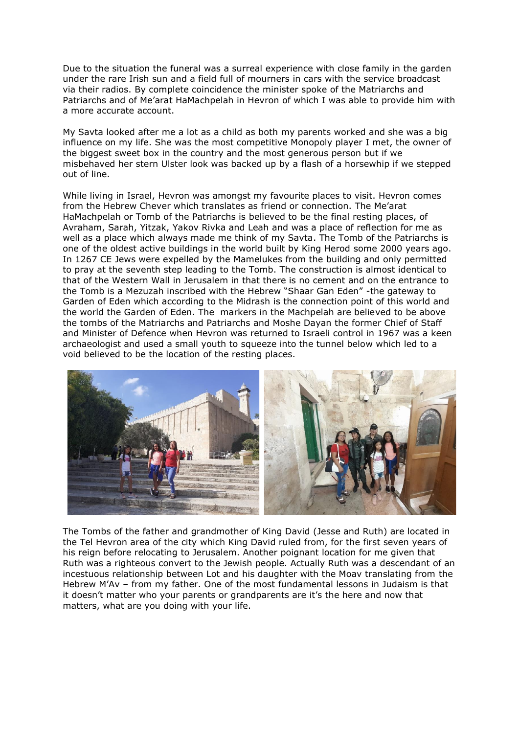Due to the situation the funeral was a surreal experience with close family in the garden under the rare Irish sun and a field full of mourners in cars with the service broadcast via their radios. By complete coincidence the minister spoke of the Matriarchs and Patriarchs and of Me'arat HaMachpelah in Hevron of which I was able to provide him with a more accurate account.

My Savta looked after me a lot as a child as both my parents worked and she was a big influence on my life. She was the most competitive Monopoly player I met, the owner of the biggest sweet box in the country and the most generous person but if we misbehaved her stern Ulster look was backed up by a flash of a horsewhip if we stepped out of line.

While living in Israel, Hevron was amongst my favourite places to visit. Hevron comes from the Hebrew Chever which translates as friend or connection. The Me'arat HaMachpelah or Tomb of the Patriarchs is believed to be the final resting places, of Avraham, Sarah, Yitzak, Yakov Rivka and Leah and was a place of reflection for me as well as a place which always made me think of my Savta. The Tomb of the Patriarchs is one of the oldest active buildings in the world built by King Herod some 2000 years ago. In 1267 CE Jews were expelled by the Mamelukes from the building and only permitted to pray at the seventh step leading to the Tomb. The construction is almost identical to that of the Western Wall in Jerusalem in that there is no cement and on the entrance to the Tomb is a Mezuzah inscribed with the Hebrew "Shaar Gan Eden" -the gateway to Garden of Eden which according to the Midrash is the connection point of this world and the world the Garden of Eden. The markers in the Machpelah are believed to be above the tombs of the Matriarchs and Patriarchs and Moshe Dayan the former Chief of Staff and Minister of Defence when Hevron was returned to Israeli control in 1967 was a keen archaeologist and used a small youth to squeeze into the tunnel below which led to a void believed to be the location of the resting places.

The Tombs of the father and grandmother of King David (Jesse and Ruth) are located in the Tel Hevron area of the city which King David ruled from, for the first seven years of his reign before relocating to Jerusalem. Another poignant location for me given that Ruth was a righteous convert to the Jewish people. Actually Ruth was a descendant of an incestuous relationship between Lot and his daughter with the Moav translating from the Hebrew M'Av – from my father. One of the most fundamental lessons in Judaism is that it doesn't matter who your parents or grandparents are it's the here and now that matters, what are you doing with your life.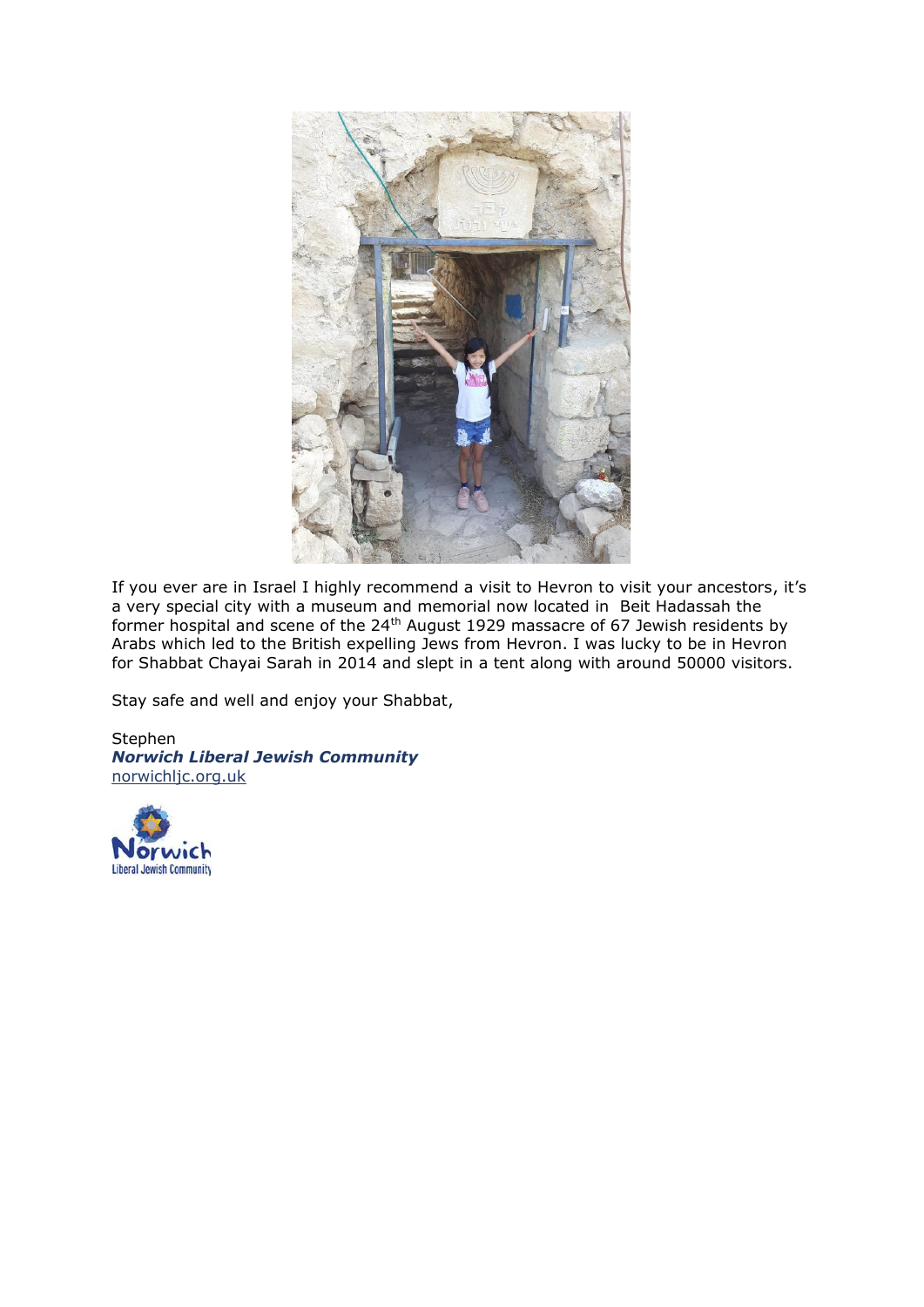If you ever are in Israel I highly recommend a visit to Hevron to visit your ancestors, it's a very special city with a museum and memorial now located in Beit Hadassah the former hospital and scene of the 24th August 1929 massacre of 67 Jewish residents by Arabs which led to the British expelling Jews from Hevron. I was lucky to be in Hevron for Shabbat Chayai Sarah in 2014 and slept in a tent along with around 50000 visitors.

Stay safe and well and enjoy your Shabbat,

Stephen
***Norwich Liberal Jewish Community***
norwichljc.org.uk